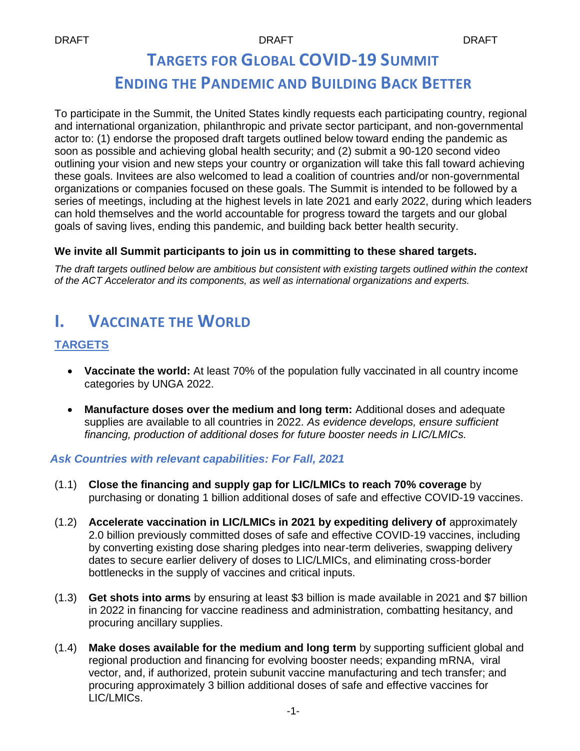DRAFT DRAFT DRAFT

# Targets for Global COVID-19 Summit

# Ending the Pandemic and Building Back Better

To participate in the Summit, the United States kindly requests each participating country, regional and international organization, philanthropic and private sector participant, and non-governmental actor to: (1) endorse the proposed draft targets outlined below toward ending the pandemic as soon as possible and achieving global health security; and (2) submit a 90-120 second video outlining your vision and new steps your country or organization will take this fall toward achieving these goals. Invitees are also welcomed to lead a coalition of countries and/or non-governmental organizations or companies focused on these goals. The Summit is intended to be followed by a series of meetings, including at the highest levels in late 2021 and early 2022, during which leaders can hold themselves and the world accountable for progress toward the targets and our global goals of saving lives, ending this pandemic, and building back better health security.

**We invite all Summit participants to join us in committing to these shared targets.**

*The draft targets outlined below are ambitious but consistent with existing targets outlined within the context of the ACT Accelerator and its components, as well as international organizations and experts.*

## I. Vaccinate the World

### TARGETS

- **Vaccinate the world:** At least 70% of the population fully vaccinated in all country income categories by UNGA 2022.
- **Manufacture doses over the medium and long term:** Additional doses and adequate supplies are available to all countries in 2022. *As evidence develops, ensure sufficient financing, production of additional doses for future booster needs in LIC/LMICs.*

### *Ask Countries with relevant capabilities: For Fall, 2021*

(1.1) **Close the financing and supply gap for LIC/LMICs to reach 70% coverage** by purchasing or donating 1 billion additional doses of safe and effective COVID-19 vaccines.

(1.2) **Accelerate vaccination in LIC/LMICs in 2021 by expediting delivery of** approximately 2.0 billion previously committed doses of safe and effective COVID-19 vaccines, including by converting existing dose sharing pledges into near-term deliveries, swapping delivery dates to secure earlier delivery of doses to LIC/LMICs, and eliminating cross-border bottlenecks in the supply of vaccines and critical inputs.

(1.3) **Get shots into arms** by ensuring at least $3 billion is made available in 2021 and $7 billion in 2022 in financing for vaccine readiness and administration, combatting hesitancy, and procuring ancillary supplies.

(1.4) **Make doses available for the medium and long term** by supporting sufficient global and regional production and financing for evolving booster needs; expanding mRNA, viral vector, and, if authorized, protein subunit vaccine manufacturing and tech transfer; and procuring approximately 3 billion additional doses of safe and effective vaccines for LIC/LMICs.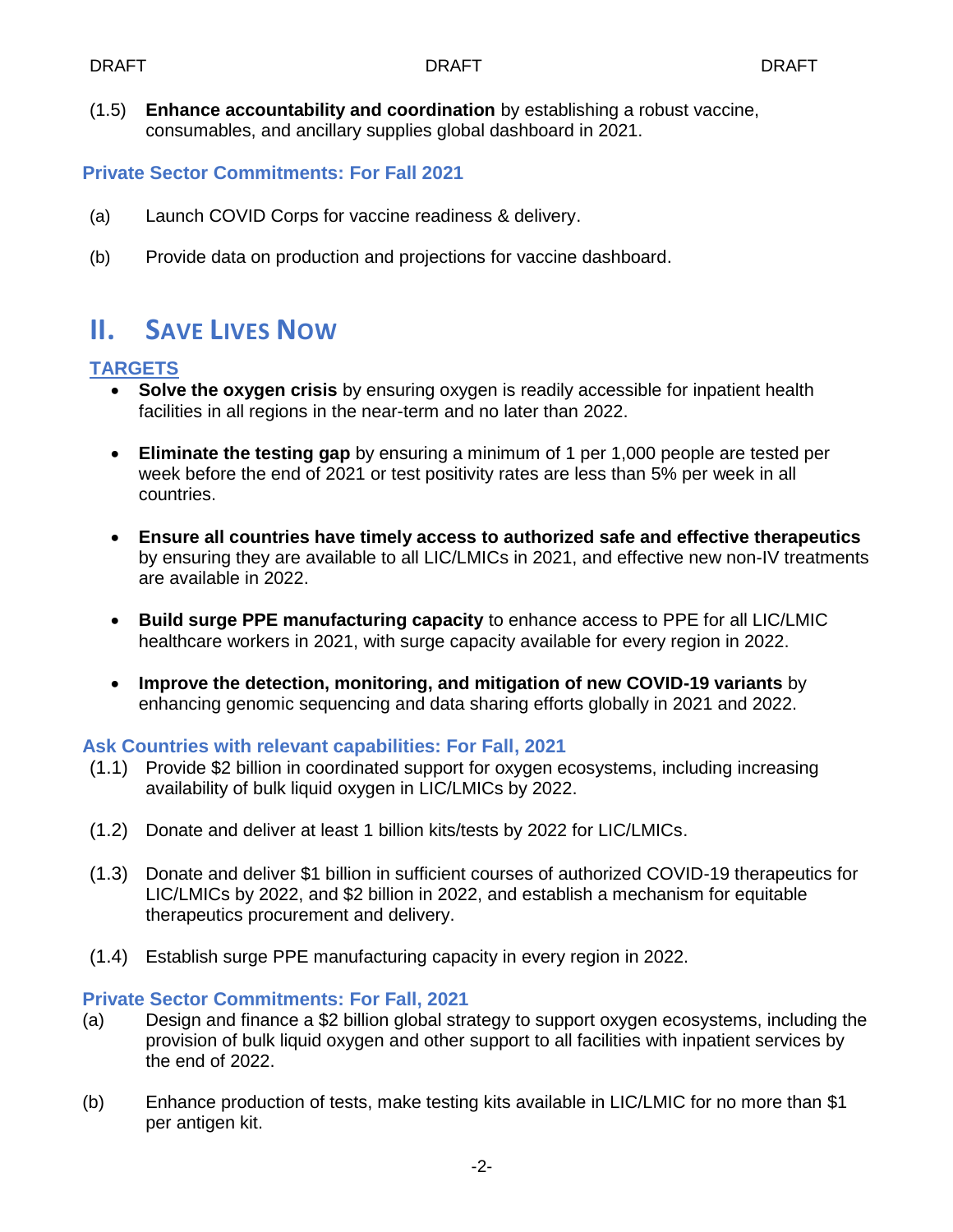(1.5) **Enhance accountability and coordination** by establishing a robust vaccine, consumables, and ancillary supplies global dashboard in 2021.

### Private Sector Commitments: For Fall 2021

(a) Launch COVID Corps for vaccine readiness & delivery.

(b) Provide data on production and projections for vaccine dashboard.

## II. Save Lives Now

### TARGETS

- **Solve the oxygen crisis** by ensuring oxygen is readily accessible for inpatient health facilities in all regions in the near-term and no later than 2022.

- **Eliminate the testing gap** by ensuring a minimum of 1 per 1,000 people are tested per week before the end of 2021 or test positivity rates are less than 5% per week in all countries.

- **Ensure all countries have timely access to authorized safe and effective therapeutics** by ensuring they are available to all LIC/LMICs in 2021, and effective new non-IV treatments are available in 2022.

- **Build surge PPE manufacturing capacity** to enhance access to PPE for all LIC/LMIC healthcare workers in 2021, with surge capacity available for every region in 2022.

- **Improve the detection, monitoring, and mitigation of new COVID-19 variants** by enhancing genomic sequencing and data sharing efforts globally in 2021 and 2022.

### Ask Countries with relevant capabilities: For Fall, 2021

(1.1) Provide $2 billion in coordinated support for oxygen ecosystems, including increasing availability of bulk liquid oxygen in LIC/LMICs by 2022.

(1.2) Donate and deliver at least 1 billion kits/tests by 2022 for LIC/LMICs.

(1.3) Donate and deliver $1 billion in sufficient courses of authorized COVID-19 therapeutics for LIC/LMICs by 2022, and $2 billion in 2022, and establish a mechanism for equitable therapeutics procurement and delivery.

(1.4) Establish surge PPE manufacturing capacity in every region in 2022.

### Private Sector Commitments: For Fall, 2021

(a) Design and finance a $2 billion global strategy to support oxygen ecosystems, including the provision of bulk liquid oxygen and other support to all facilities with inpatient services by the end of 2022.

(b) Enhance production of tests, make testing kits available in LIC/LMIC for no more than $1 per antigen kit.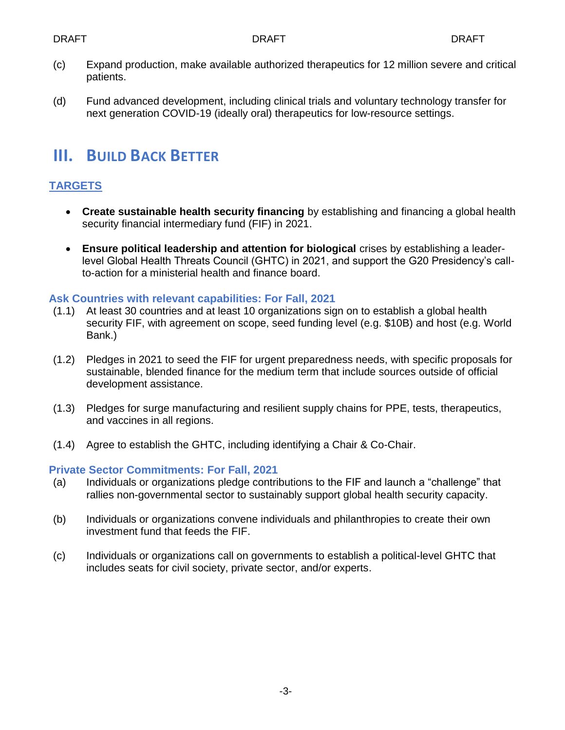(c) Expand production, make available authorized therapeutics for 12 million severe and critical patients.

(d) Fund advanced development, including clinical trials and voluntary technology transfer for next generation COVID-19 (ideally oral) therapeutics for low-resource settings.

# III. BUILD BACK BETTER

## TARGETS

- **Create sustainable health security financing** by establishing and financing a global health security financial intermediary fund (FIF) in 2021.
- **Ensure political leadership and attention for biological** crises by establishing a leader-level Global Health Threats Council (GHTC) in 2021, and support the G20 Presidency's call-to-action for a ministerial health and finance board.

### Ask Countries with relevant capabilities: For Fall, 2021

(1.1) At least 30 countries and at least 10 organizations sign on to establish a global health security FIF, with agreement on scope, seed funding level (e.g. $10B) and host (e.g. World Bank.)

(1.2) Pledges in 2021 to seed the FIF for urgent preparedness needs, with specific proposals for sustainable, blended finance for the medium term that include sources outside of official development assistance.

(1.3) Pledges for surge manufacturing and resilient supply chains for PPE, tests, therapeutics, and vaccines in all regions.

(1.4) Agree to establish the GHTC, including identifying a Chair & Co-Chair.

### Private Sector Commitments: For Fall, 2021

(a) Individuals or organizations pledge contributions to the FIF and launch a "challenge" that rallies non-governmental sector to sustainably support global health security capacity.

(b) Individuals or organizations convene individuals and philanthropies to create their own investment fund that feeds the FIF.

(c) Individuals or organizations call on governments to establish a political-level GHTC that includes seats for civil society, private sector, and/or experts.